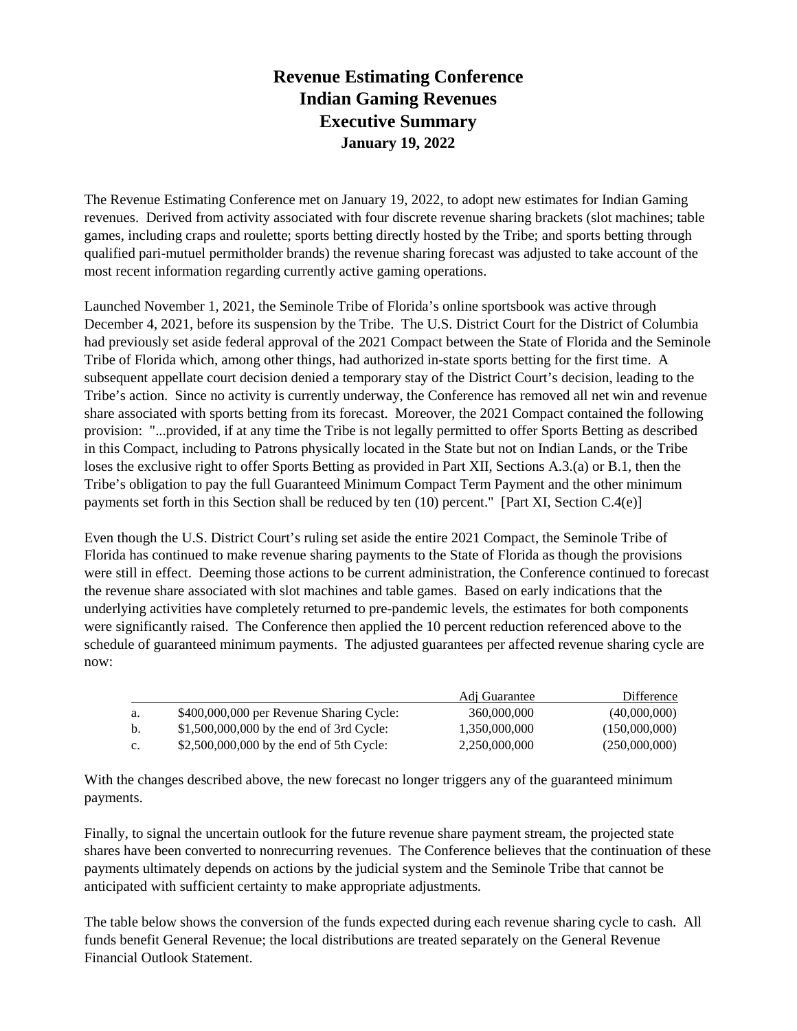# Revenue Estimating Conference
# Indian Gaming Revenues
# Executive Summary
### January 19, 2022

The Revenue Estimating Conference met on January 19, 2022, to adopt new estimates for Indian Gaming revenues. Derived from activity associated with four discrete revenue sharing brackets (slot machines; table games, including craps and roulette; sports betting directly hosted by the Tribe; and sports betting through qualified pari-mutuel permitholder brands) the revenue sharing forecast was adjusted to take account of the most recent information regarding currently active gaming operations.

Launched November 1, 2021, the Seminole Tribe of Florida's online sportsbook was active through December 4, 2021, before its suspension by the Tribe. The U.S. District Court for the District of Columbia had previously set aside federal approval of the 2021 Compact between the State of Florida and the Seminole Tribe of Florida which, among other things, had authorized in-state sports betting for the first time. A subsequent appellate court decision denied a temporary stay of the District Court's decision, leading to the Tribe's action. Since no activity is currently underway, the Conference has removed all net win and revenue share associated with sports betting from its forecast. Moreover, the 2021 Compact contained the following provision: "...provided, if at any time the Tribe is not legally permitted to offer Sports Betting as described in this Compact, including to Patrons physically located in the State but not on Indian Lands, or the Tribe loses the exclusive right to offer Sports Betting as provided in Part XII, Sections A.3.(a) or B.1, then the Tribe's obligation to pay the full Guaranteed Minimum Compact Term Payment and the other minimum payments set forth in this Section shall be reduced by ten (10) percent." [Part XI, Section C.4(e)]

Even though the U.S. District Court's ruling set aside the entire 2021 Compact, the Seminole Tribe of Florida has continued to make revenue sharing payments to the State of Florida as though the provisions were still in effect. Deeming those actions to be current administration, the Conference continued to forecast the revenue share associated with slot machines and table games. Based on early indications that the underlying activities have completely returned to pre-pandemic levels, the estimates for both components were significantly raised. The Conference then applied the 10 percent reduction referenced above to the schedule of guaranteed minimum payments. The adjusted guarantees per affected revenue sharing cycle are now:

| | | Adj Guarantee | Difference |
|---|---|---|---|
| a. | $400,000,000 per Revenue Sharing Cycle: | 360,000,000 | (40,000,000) |
| b. | $1,500,000,000 by the end of 3rd Cycle: | 1,350,000,000 | (150,000,000) |
| c. | $2,500,000,000 by the end of 5th Cycle: | 2,250,000,000 | (250,000,000) |

With the changes described above, the new forecast no longer triggers any of the guaranteed minimum payments.

Finally, to signal the uncertain outlook for the future revenue share payment stream, the projected state shares have been converted to nonrecurring revenues. The Conference believes that the continuation of these payments ultimately depends on actions by the judicial system and the Seminole Tribe that cannot be anticipated with sufficient certainty to make appropriate adjustments.

The table below shows the conversion of the funds expected during each revenue sharing cycle to cash. All funds benefit General Revenue; the local distributions are treated separately on the General Revenue Financial Outlook Statement.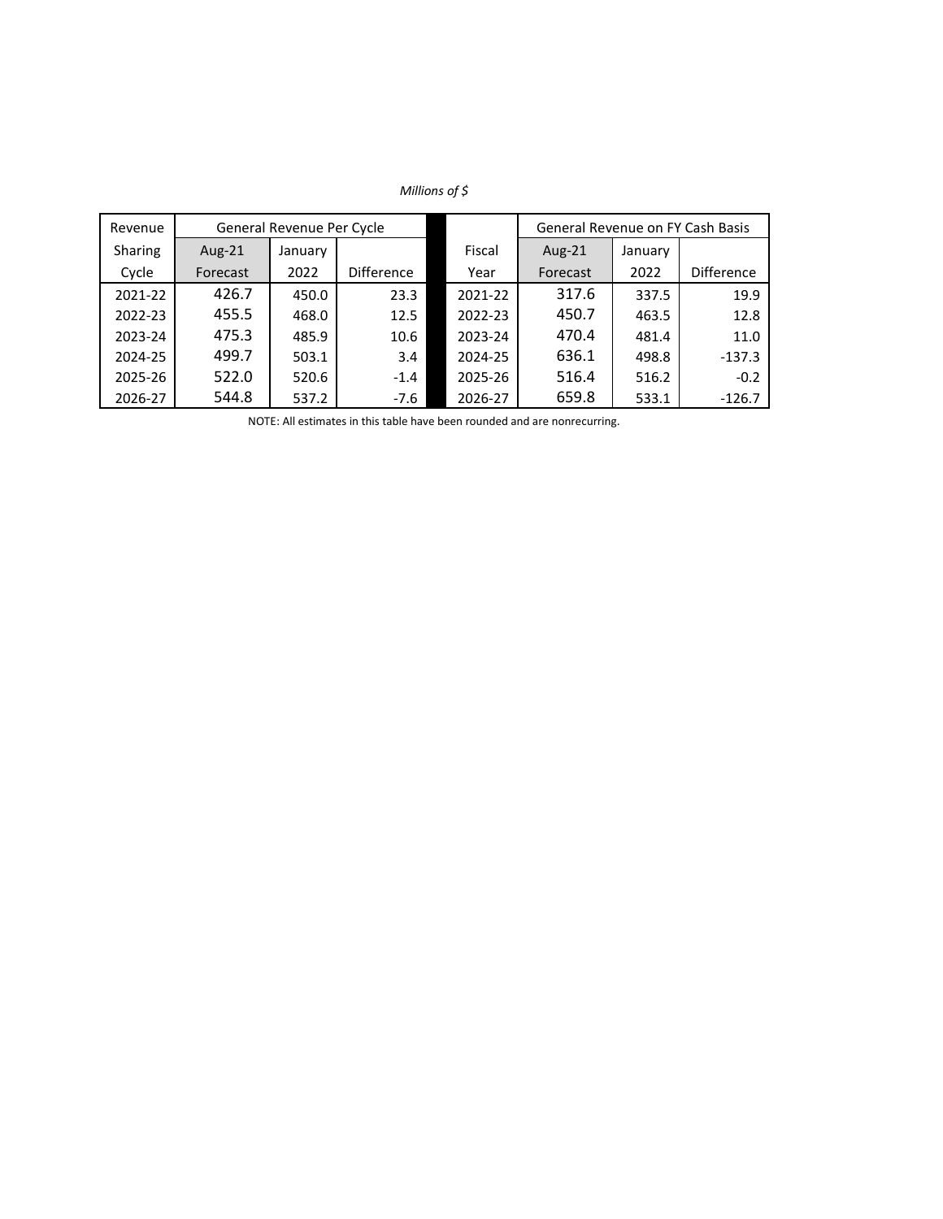*Millions of $*

| Revenue Sharing Cycle | General Revenue Per Cycle | | | | Fiscal Year | General Revenue on FY Cash Basis | | |
|---|---|---|---|---|---|---|---|---|
| | Aug-21 Forecast | January 2022 | Difference | | | Aug-21 Forecast | January 2022 | Difference |
| 2021-22 | 426.7 | 450.0 | 23.3 | | 2021-22 | 317.6 | 337.5 | 19.9 |
| 2022-23 | 455.5 | 468.0 | 12.5 | | 2022-23 | 450.7 | 463.5 | 12.8 |
| 2023-24 | 475.3 | 485.9 | 10.6 | | 2023-24 | 470.4 | 481.4 | 11.0 |
| 2024-25 | 499.7 | 503.1 | 3.4 | | 2024-25 | 636.1 | 498.8 | -137.3 |
| 2025-26 | 522.0 | 520.6 | -1.4 | | 2025-26 | 516.4 | 516.2 | -0.2 |
| 2026-27 | 544.8 | 537.2 | -7.6 | | 2026-27 | 659.8 | 533.1 | -126.7 |

NOTE: All estimates in this table have been rounded and are nonrecurring.